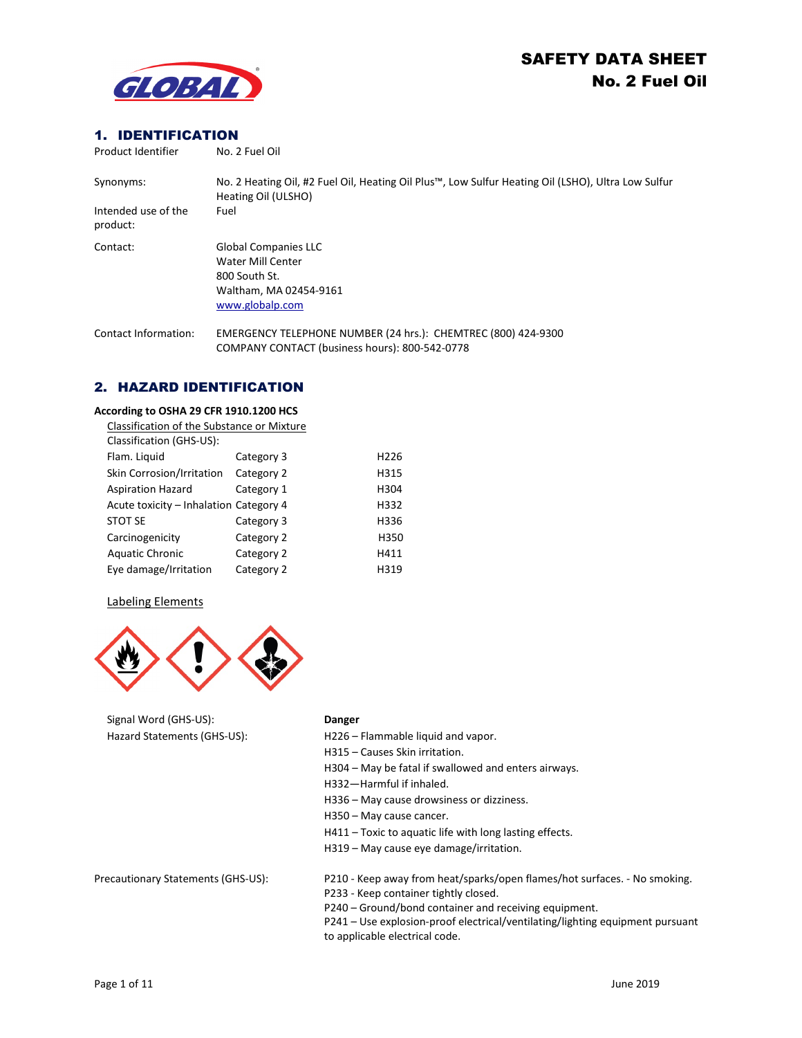# SAFETY DATA SHEET
# No. 2 Fuel Oil

## 1. IDENTIFICATION

| | |
|---|---|
| Product Identifier | No. 2 Fuel Oil |
| Synonyms: | No. 2 Heating Oil, #2 Fuel Oil, Heating Oil Plus™, Low Sulfur Heating Oil (LSHO), Ultra Low Sulfur Heating Oil (ULSHO) |
| Intended use of the product: | Fuel |
| Contact: | Global Companies LLC<br>Water Mill Center<br>800 South St.<br>Waltham, MA 02454-9161<br>www.globalp.com |
| Contact Information: | EMERGENCY TELEPHONE NUMBER (24 hrs.): CHEMTREC (800) 424-9300<br>COMPANY CONTACT (business hours): 800-542-0778 |

## 2. HAZARD IDENTIFICATION

**According to OSHA 29 CFR 1910.1200 HCS**

Classification of the Substance or Mixture

Classification (GHS-US):

| | | |
|---|---|---|
| Flam. Liquid | Category 3 | H226 |
| Skin Corrosion/Irritation | Category 2 | H315 |
| Aspiration Hazard | Category 1 | H304 |
| Acute toxicity – Inhalation | Category 4 | H332 |
| STOT SE | Category 3 | H336 |
| Carcinogenicity | Category 2 | H350 |
| Aquatic Chronic | Category 2 | H411 |
| Eye damage/Irritation | Category 2 | H319 |

Labeling Elements

Signal Word (GHS-US): **Danger**

Hazard Statements (GHS-US):

H226 – Flammable liquid and vapor.
H315 – Causes Skin irritation.
H304 – May be fatal if swallowed and enters airways.
H332—Harmful if inhaled.
H336 – May cause drowsiness or dizziness.
H350 – May cause cancer.
H411 – Toxic to aquatic life with long lasting effects.
H319 – May cause eye damage/irritation.

Precautionary Statements (GHS-US):

P210 - Keep away from heat/sparks/open flames/hot surfaces. - No smoking.
P233 - Keep container tightly closed.
P240 – Ground/bond container and receiving equipment.
P241 – Use explosion-proof electrical/ventilating/lighting equipment pursuant to applicable electrical code.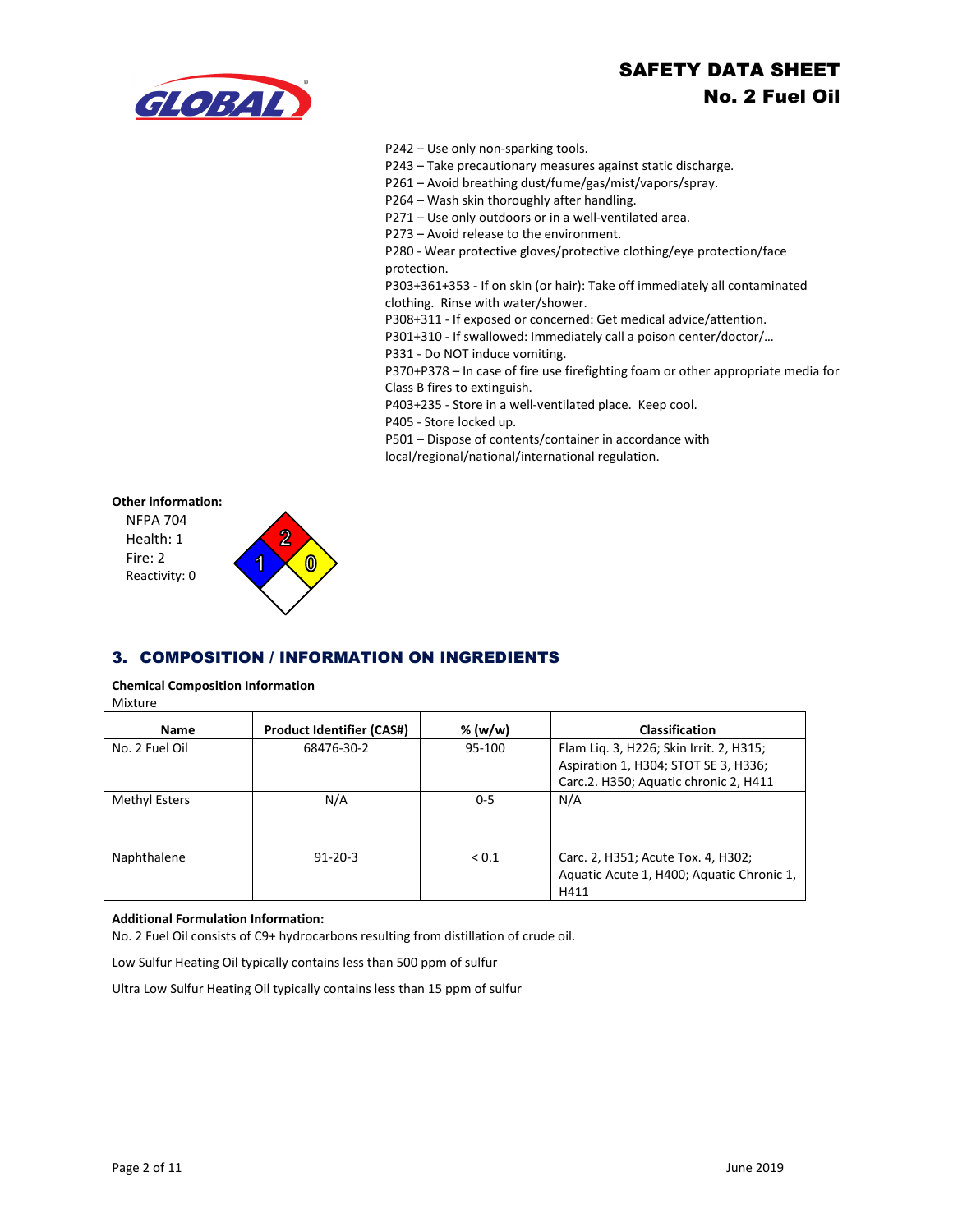P242 – Use only non-sparking tools.
P243 – Take precautionary measures against static discharge.
P261 – Avoid breathing dust/fume/gas/mist/vapors/spray.
P264 – Wash skin thoroughly after handling.
P271 – Use only outdoors or in a well-ventilated area.
P273 – Avoid release to the environment.
P280 - Wear protective gloves/protective clothing/eye protection/face protection.
P303+361+353 - If on skin (or hair): Take off immediately all contaminated clothing. Rinse with water/shower.
P308+311 - If exposed or concerned: Get medical advice/attention.
P301+310 - If swallowed: Immediately call a poison center/doctor/…
P331 - Do NOT induce vomiting.
P370+P378 – In case of fire use firefighting foam or other appropriate media for Class B fires to extinguish.
P403+235 - Store in a well-ventilated place. Keep cool.
P405 - Store locked up.
P501 – Dispose of contents/container in accordance with local/regional/national/international regulation.

**Other information:**

NFPA 704
Health: 1
Fire: 2
Reactivity: 0

## 3. COMPOSITION / INFORMATION ON INGREDIENTS

**Chemical Composition Information**

Mixture

| Name | Product Identifier (CAS#) | % (w/w) | Classification |
|---|---|---|---|
| No. 2 Fuel Oil | 68476-30-2 | 95-100 | Flam Liq. 3, H226; Skin Irrit. 2, H315; Aspiration 1, H304; STOT SE 3, H336; Carc.2. H350; Aquatic chronic 2, H411 |
| Methyl Esters | N/A | 0-5 | N/A |
| Naphthalene | 91-20-3 | < 0.1 | Carc. 2, H351; Acute Tox. 4, H302; Aquatic Acute 1, H400; Aquatic Chronic 1, H411 |

**Additional Formulation Information:**

No. 2 Fuel Oil consists of C9+ hydrocarbons resulting from distillation of crude oil.

Low Sulfur Heating Oil typically contains less than 500 ppm of sulfur

Ultra Low Sulfur Heating Oil typically contains less than 15 ppm of sulfur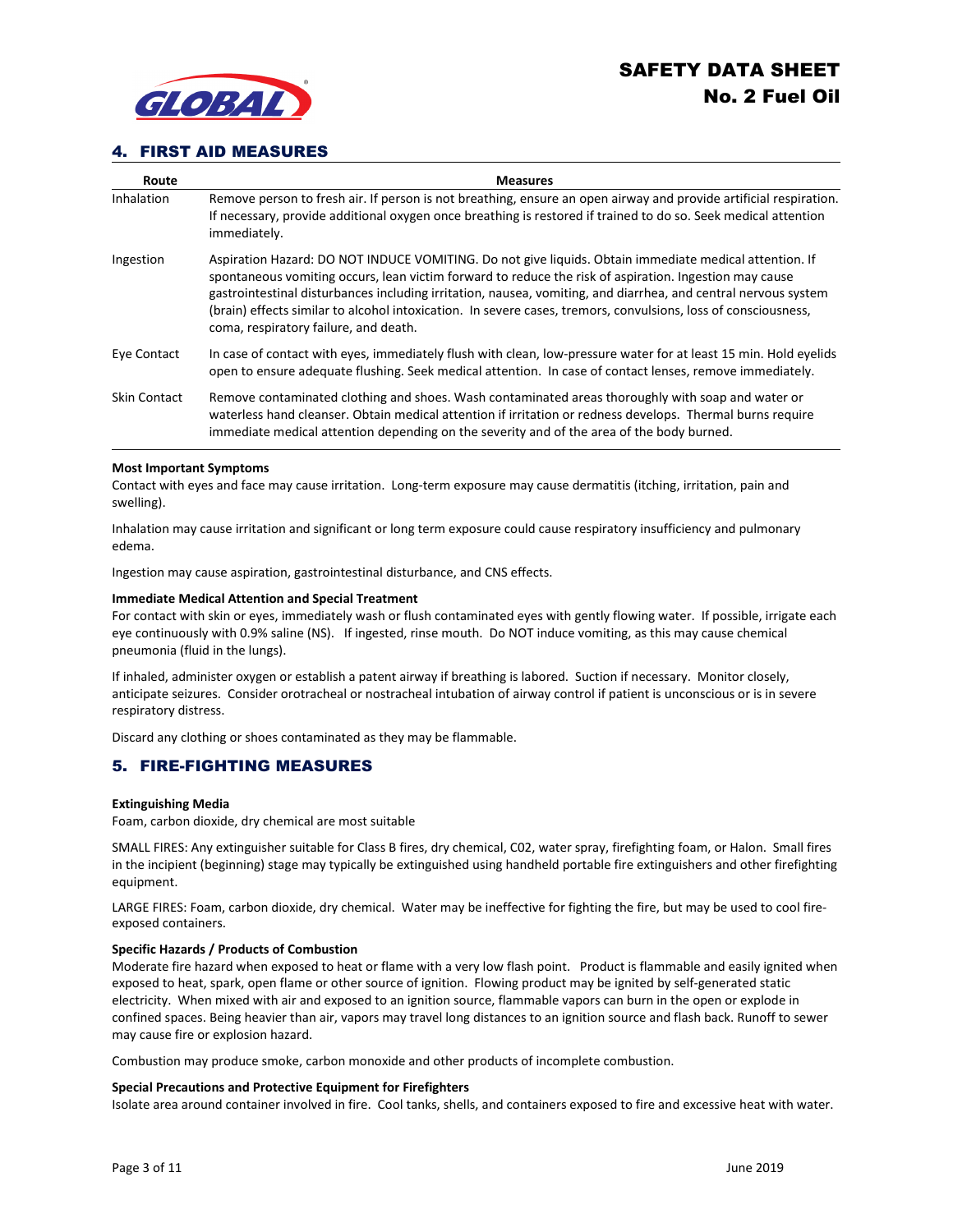## 4. FIRST AID MEASURES

| Route | Measures |
| --- | --- |
| Inhalation | Remove person to fresh air. If person is not breathing, ensure an open airway and provide artificial respiration. If necessary, provide additional oxygen once breathing is restored if trained to do so. Seek medical attention immediately. |
| Ingestion | Aspiration Hazard: DO NOT INDUCE VOMITING. Do not give liquids. Obtain immediate medical attention. If spontaneous vomiting occurs, lean victim forward to reduce the risk of aspiration. Ingestion may cause gastrointestinal disturbances including irritation, nausea, vomiting, and diarrhea, and central nervous system (brain) effects similar to alcohol intoxication. In severe cases, tremors, convulsions, loss of consciousness, coma, respiratory failure, and death. |
| Eye Contact | In case of contact with eyes, immediately flush with clean, low-pressure water for at least 15 min. Hold eyelids open to ensure adequate flushing. Seek medical attention. In case of contact lenses, remove immediately. |
| Skin Contact | Remove contaminated clothing and shoes. Wash contaminated areas thoroughly with soap and water or waterless hand cleanser. Obtain medical attention if irritation or redness develops. Thermal burns require immediate medical attention depending on the severity and of the area of the body burned. |

**Most Important Symptoms**

Contact with eyes and face may cause irritation. Long-term exposure may cause dermatitis (itching, irritation, pain and swelling).

Inhalation may cause irritation and significant or long term exposure could cause respiratory insufficiency and pulmonary edema.

Ingestion may cause aspiration, gastrointestinal disturbance, and CNS effects.

**Immediate Medical Attention and Special Treatment**

For contact with skin or eyes, immediately wash or flush contaminated eyes with gently flowing water. If possible, irrigate each eye continuously with 0.9% saline (NS). If ingested, rinse mouth. Do NOT induce vomiting, as this may cause chemical pneumonia (fluid in the lungs).

If inhaled, administer oxygen or establish a patent airway if breathing is labored. Suction if necessary. Monitor closely, anticipate seizures. Consider orotracheal or nostracheal intubation of airway control if patient is unconscious or is in severe respiratory distress.

Discard any clothing or shoes contaminated as they may be flammable.

## 5. FIRE-FIGHTING MEASURES

**Extinguishing Media**

Foam, carbon dioxide, dry chemical are most suitable

SMALL FIRES: Any extinguisher suitable for Class B fires, dry chemical, C02, water spray, firefighting foam, or Halon. Small fires in the incipient (beginning) stage may typically be extinguished using handheld portable fire extinguishers and other firefighting equipment.

LARGE FIRES: Foam, carbon dioxide, dry chemical. Water may be ineffective for fighting the fire, but may be used to cool fire-exposed containers.

**Specific Hazards / Products of Combustion**

Moderate fire hazard when exposed to heat or flame with a very low flash point. Product is flammable and easily ignited when exposed to heat, spark, open flame or other source of ignition. Flowing product may be ignited by self-generated static electricity. When mixed with air and exposed to an ignition source, flammable vapors can burn in the open or explode in confined spaces. Being heavier than air, vapors may travel long distances to an ignition source and flash back. Runoff to sewer may cause fire or explosion hazard.

Combustion may produce smoke, carbon monoxide and other products of incomplete combustion.

**Special Precautions and Protective Equipment for Firefighters**

Isolate area around container involved in fire. Cool tanks, shells, and containers exposed to fire and excessive heat with water.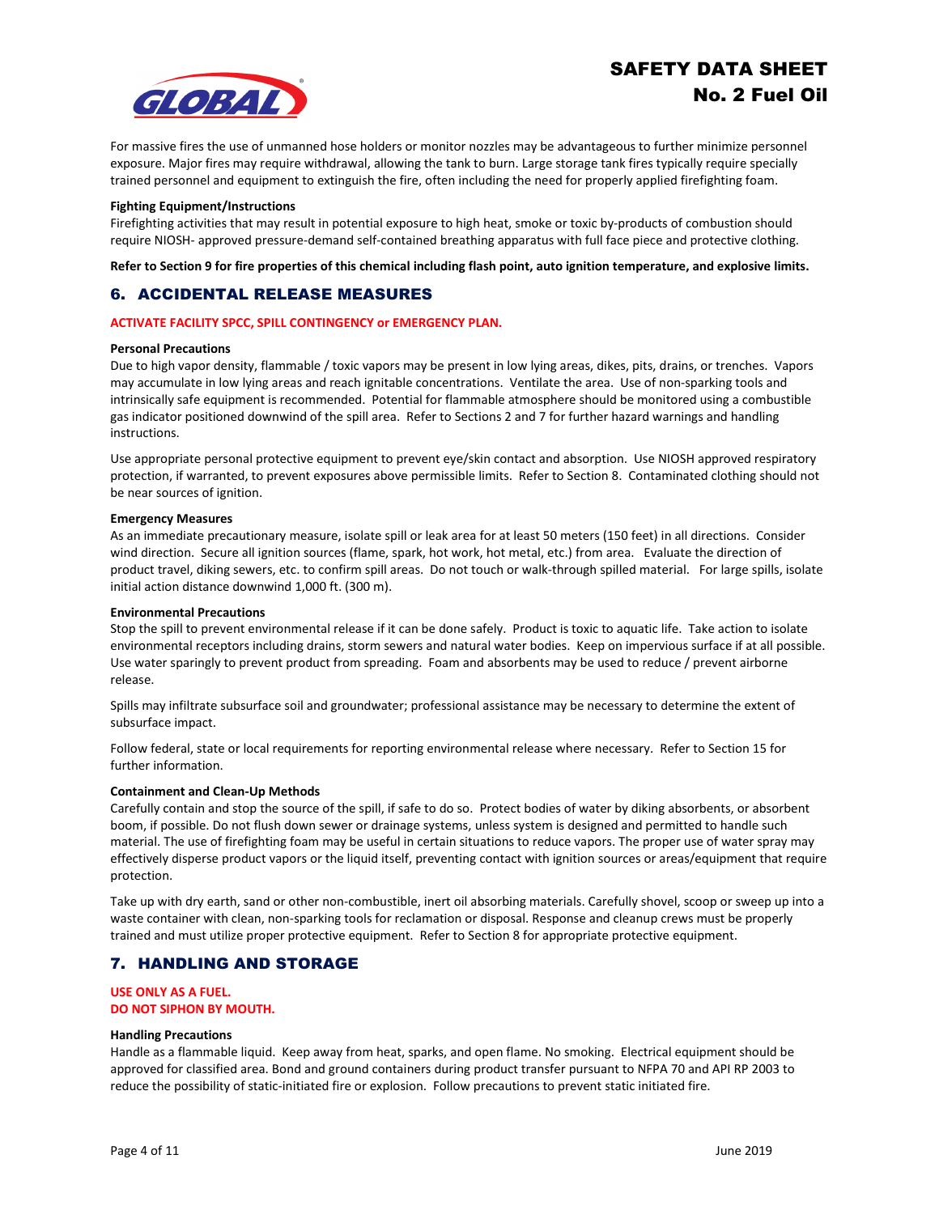For massive fires the use of unmanned hose holders or monitor nozzles may be advantageous to further minimize personnel exposure. Major fires may require withdrawal, allowing the tank to burn. Large storage tank fires typically require specially trained personnel and equipment to extinguish the fire, often including the need for properly applied firefighting foam.

**Fighting Equipment/Instructions**

Firefighting activities that may result in potential exposure to high heat, smoke or toxic by-products of combustion should require NIOSH- approved pressure-demand self-contained breathing apparatus with full face piece and protective clothing.

**Refer to Section 9 for fire properties of this chemical including flash point, auto ignition temperature, and explosive limits.**

## 6. ACCIDENTAL RELEASE MEASURES

**ACTIVATE FACILITY SPCC, SPILL CONTINGENCY or EMERGENCY PLAN.**

**Personal Precautions**

Due to high vapor density, flammable / toxic vapors may be present in low lying areas, dikes, pits, drains, or trenches. Vapors may accumulate in low lying areas and reach ignitable concentrations. Ventilate the area. Use of non-sparking tools and intrinsically safe equipment is recommended. Potential for flammable atmosphere should be monitored using a combustible gas indicator positioned downwind of the spill area. Refer to Sections 2 and 7 for further hazard warnings and handling instructions.

Use appropriate personal protective equipment to prevent eye/skin contact and absorption. Use NIOSH approved respiratory protection, if warranted, to prevent exposures above permissible limits. Refer to Section 8. Contaminated clothing should not be near sources of ignition.

**Emergency Measures**

As an immediate precautionary measure, isolate spill or leak area for at least 50 meters (150 feet) in all directions. Consider wind direction. Secure all ignition sources (flame, spark, hot work, hot metal, etc.) from area. Evaluate the direction of product travel, diking sewers, etc. to confirm spill areas. Do not touch or walk-through spilled material. For large spills, isolate initial action distance downwind 1,000 ft. (300 m).

**Environmental Precautions**

Stop the spill to prevent environmental release if it can be done safely. Product is toxic to aquatic life. Take action to isolate environmental receptors including drains, storm sewers and natural water bodies. Keep on impervious surface if at all possible. Use water sparingly to prevent product from spreading. Foam and absorbents may be used to reduce / prevent airborne release.

Spills may infiltrate subsurface soil and groundwater; professional assistance may be necessary to determine the extent of subsurface impact.

Follow federal, state or local requirements for reporting environmental release where necessary. Refer to Section 15 for further information.

**Containment and Clean-Up Methods**

Carefully contain and stop the source of the spill, if safe to do so. Protect bodies of water by diking absorbents, or absorbent boom, if possible. Do not flush down sewer or drainage systems, unless system is designed and permitted to handle such material. The use of firefighting foam may be useful in certain situations to reduce vapors. The proper use of water spray may effectively disperse product vapors or the liquid itself, preventing contact with ignition sources or areas/equipment that require protection.

Take up with dry earth, sand or other non-combustible, inert oil absorbing materials. Carefully shovel, scoop or sweep up into a waste container with clean, non-sparking tools for reclamation or disposal. Response and cleanup crews must be properly trained and must utilize proper protective equipment. Refer to Section 8 for appropriate protective equipment.

## 7. HANDLING AND STORAGE

**USE ONLY AS A FUEL.**
**DO NOT SIPHON BY MOUTH.**

**Handling Precautions**

Handle as a flammable liquid. Keep away from heat, sparks, and open flame. No smoking. Electrical equipment should be approved for classified area. Bond and ground containers during product transfer pursuant to NFPA 70 and API RP 2003 to reduce the possibility of static-initiated fire or explosion. Follow precautions to prevent static initiated fire.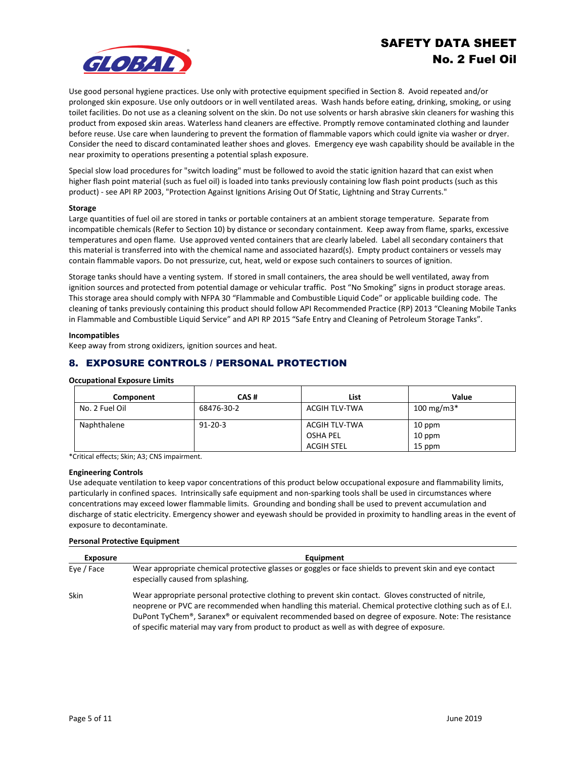Use good personal hygiene practices. Use only with protective equipment specified in Section 8. Avoid repeated and/or prolonged skin exposure. Use only outdoors or in well ventilated areas. Wash hands before eating, drinking, smoking, or using toilet facilities. Do not use as a cleaning solvent on the skin. Do not use solvents or harsh abrasive skin cleaners for washing this product from exposed skin areas. Waterless hand cleaners are effective. Promptly remove contaminated clothing and launder before reuse. Use care when laundering to prevent the formation of flammable vapors which could ignite via washer or dryer. Consider the need to discard contaminated leather shoes and gloves. Emergency eye wash capability should be available in the near proximity to operations presenting a potential splash exposure.

Special slow load procedures for "switch loading" must be followed to avoid the static ignition hazard that can exist when higher flash point material (such as fuel oil) is loaded into tanks previously containing low flash point products (such as this product) - see API RP 2003, "Protection Against Ignitions Arising Out Of Static, Lightning and Stray Currents."

**Storage**

Large quantities of fuel oil are stored in tanks or portable containers at an ambient storage temperature. Separate from incompatible chemicals (Refer to Section 10) by distance or secondary containment. Keep away from flame, sparks, excessive temperatures and open flame. Use approved vented containers that are clearly labeled. Label all secondary containers that this material is transferred into with the chemical name and associated hazard(s). Empty product containers or vessels may contain flammable vapors. Do not pressurize, cut, heat, weld or expose such containers to sources of ignition.

Storage tanks should have a venting system. If stored in small containers, the area should be well ventilated, away from ignition sources and protected from potential damage or vehicular traffic. Post "No Smoking" signs in product storage areas. This storage area should comply with NFPA 30 "Flammable and Combustible Liquid Code" or applicable building code. The cleaning of tanks previously containing this product should follow API Recommended Practice (RP) 2013 "Cleaning Mobile Tanks in Flammable and Combustible Liquid Service" and API RP 2015 "Safe Entry and Cleaning of Petroleum Storage Tanks".

**Incompatibles**

Keep away from strong oxidizers, ignition sources and heat.

## 8. EXPOSURE CONTROLS / PERSONAL PROTECTION

**Occupational Exposure Limits**

| Component | CAS # | List | Value |
|---|---|---|---|
| No. 2 Fuel Oil | 68476-30-2 | ACGIH TLV-TWA | 100 mg/m3* |
| Naphthalene | 91-20-3 | ACGIH TLV-TWA<br>OSHA PEL<br>ACGIH STEL | 10 ppm<br>10 ppm<br>15 ppm |

*Critical effects; Skin; A3; CNS impairment.

**Engineering Controls**

Use adequate ventilation to keep vapor concentrations of this product below occupational exposure and flammability limits, particularly in confined spaces. Intrinsically safe equipment and non-sparking tools shall be used in circumstances where concentrations may exceed lower flammable limits. Grounding and bonding shall be used to prevent accumulation and discharge of static electricity. Emergency shower and eyewash should be provided in proximity to handling areas in the event of exposure to decontaminate.

**Personal Protective Equipment**

| Exposure | Equipment |
|---|---|
| Eye / Face | Wear appropriate chemical protective glasses or goggles or face shields to prevent skin and eye contact especially caused from splashing. |
| Skin | Wear appropriate personal protective clothing to prevent skin contact. Gloves constructed of nitrile, neoprene or PVC are recommended when handling this material. Chemical protective clothing such as of E.I. DuPont TyChem®, Saranex® or equivalent recommended based on degree of exposure. Note: The resistance of specific material may vary from product to product as well as with degree of exposure. |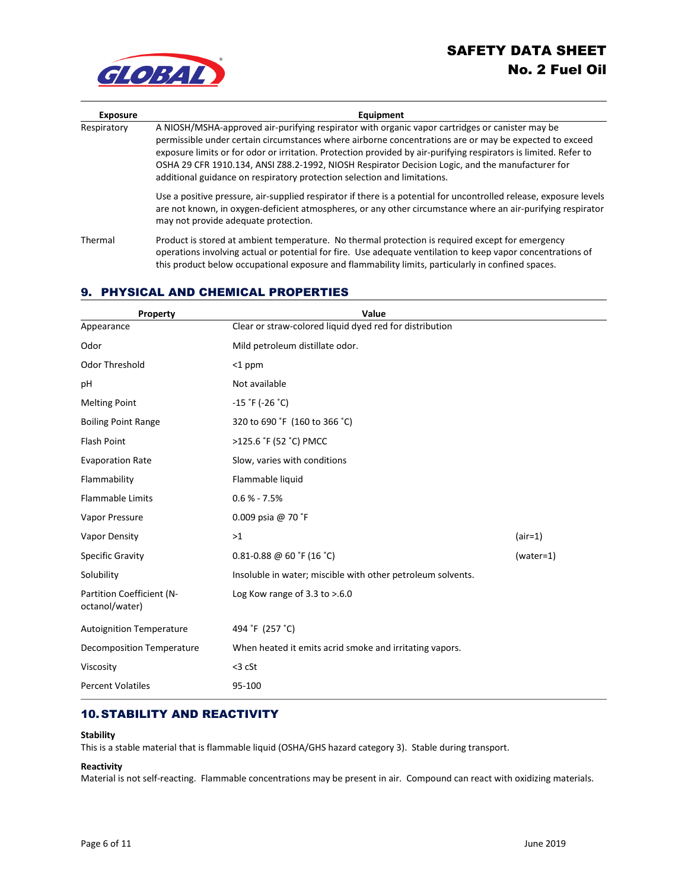| Exposure | Equipment |
|---|---|
| Respiratory | A NIOSH/MSHA-approved air-purifying respirator with organic vapor cartridges or canister may be permissible under certain circumstances where airborne concentrations are or may be expected to exceed exposure limits or for odor or irritation. Protection provided by air-purifying respirators is limited. Refer to OSHA 29 CFR 1910.134, ANSI Z88.2-1992, NIOSH Respirator Decision Logic, and the manufacturer for additional guidance on respiratory protection selection and limitations.<br><br>Use a positive pressure, air-supplied respirator if there is a potential for uncontrolled release, exposure levels are not known, in oxygen-deficient atmospheres, or any other circumstance where an air-purifying respirator may not provide adequate protection. |
| Thermal | Product is stored at ambient temperature. No thermal protection is required except for emergency operations involving actual or potential for fire. Use adequate ventilation to keep vapor concentrations of this product below occupational exposure and flammability limits, particularly in confined spaces. |

## 9. PHYSICAL AND CHEMICAL PROPERTIES

| Property | Value | |
|---|---|---|
| Appearance | Clear or straw-colored liquid dyed red for distribution | |
| Odor | Mild petroleum distillate odor. | |
| Odor Threshold | <1 ppm | |
| pH | Not available | |
| Melting Point | -15 ˚F (-26 ˚C) | |
| Boiling Point Range | 320 to 690 ˚F (160 to 366 ˚C) | |
| Flash Point | >125.6 ˚F (52 ˚C) PMCC | |
| Evaporation Rate | Slow, varies with conditions | |
| Flammability | Flammable liquid | |
| Flammable Limits | 0.6 % - 7.5% | |
| Vapor Pressure | 0.009 psia @ 70 ˚F | |
| Vapor Density | >1 | (air=1) |
| Specific Gravity | 0.81-0.88 @ 60 ˚F (16 ˚C) | (water=1) |
| Solubility | Insoluble in water; miscible with other petroleum solvents. | |
| Partition Coefficient (N-octanol/water) | Log Kow range of 3.3 to >.6.0 | |
| Autoignition Temperature | 494 ˚F (257 ˚C) | |
| Decomposition Temperature | When heated it emits acrid smoke and irritating vapors. | |
| Viscosity | <3 cSt | |
| Percent Volatiles | 95-100 | |

## 10. STABILITY AND REACTIVITY

**Stability**

This is a stable material that is flammable liquid (OSHA/GHS hazard category 3). Stable during transport.

**Reactivity**

Material is not self-reacting. Flammable concentrations may be present in air. Compound can react with oxidizing materials.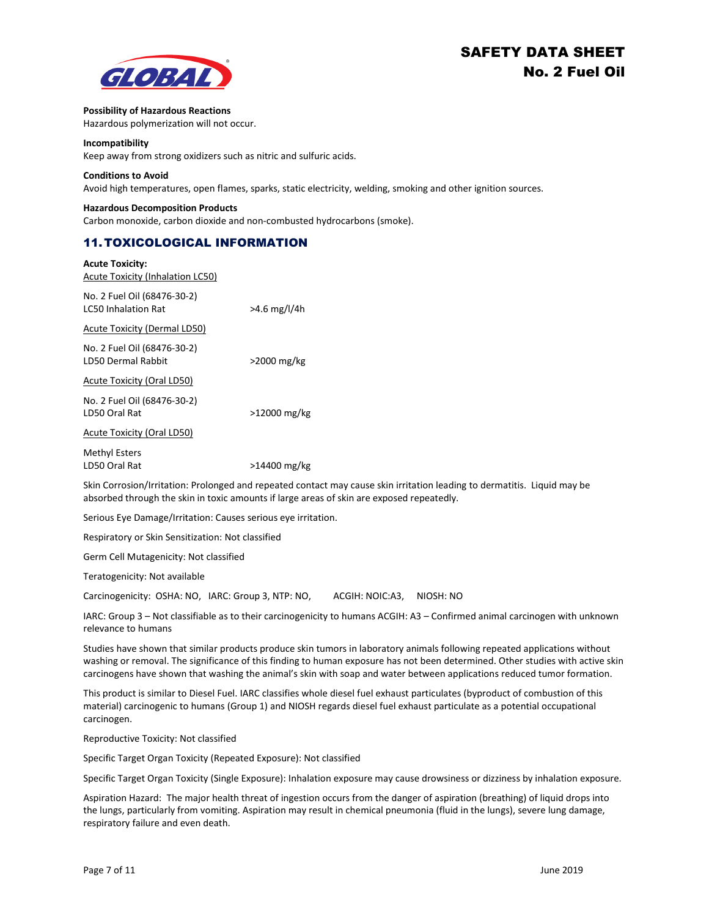**Possibility of Hazardous Reactions**

Hazardous polymerization will not occur.

**Incompatibility**

Keep away from strong oxidizers such as nitric and sulfuric acids.

**Conditions to Avoid**

Avoid high temperatures, open flames, sparks, static electricity, welding, smoking and other ignition sources.

**Hazardous Decomposition Products**

Carbon monoxide, carbon dioxide and non-combusted hydrocarbons (smoke).

## 11. TOXICOLOGICAL INFORMATION

**Acute Toxicity:**

Acute Toxicity (Inhalation LC50)

| | |
|---|---|
| No. 2 Fuel Oil (68476-30-2)<br>LC50 Inhalation Rat | >4.6 mg/l/4h |

Acute Toxicity (Dermal LD50)

| | |
|---|---|
| No. 2 Fuel Oil (68476-30-2)<br>LD50 Dermal Rabbit | >2000 mg/kg |

Acute Toxicity (Oral LD50)

| | |
|---|---|
| No. 2 Fuel Oil (68476-30-2)<br>LD50 Oral Rat | >12000 mg/kg |

Acute Toxicity (Oral LD50)

| | |
|---|---|
| Methyl Esters<br>LD50 Oral Rat | >14400 mg/kg |

Skin Corrosion/Irritation: Prolonged and repeated contact may cause skin irritation leading to dermatitis. Liquid may be absorbed through the skin in toxic amounts if large areas of skin are exposed repeatedly.

Serious Eye Damage/Irritation: Causes serious eye irritation.

Respiratory or Skin Sensitization: Not classified

Germ Cell Mutagenicity: Not classified

Teratogenicity: Not available

Carcinogenicity: OSHA: NO, IARC: Group 3, NTP: NO, ACGIH: NOIC:A3, NIOSH: NO

IARC: Group 3 – Not classifiable as to their carcinogenicity to humans ACGIH: A3 – Confirmed animal carcinogen with unknown relevance to humans

Studies have shown that similar products produce skin tumors in laboratory animals following repeated applications without washing or removal. The significance of this finding to human exposure has not been determined. Other studies with active skin carcinogens have shown that washing the animal's skin with soap and water between applications reduced tumor formation.

This product is similar to Diesel Fuel. IARC classifies whole diesel fuel exhaust particulates (byproduct of combustion of this material) carcinogenic to humans (Group 1) and NIOSH regards diesel fuel exhaust particulate as a potential occupational carcinogen.

Reproductive Toxicity: Not classified

Specific Target Organ Toxicity (Repeated Exposure): Not classified

Specific Target Organ Toxicity (Single Exposure): Inhalation exposure may cause drowsiness or dizziness by inhalation exposure.

Aspiration Hazard: The major health threat of ingestion occurs from the danger of aspiration (breathing) of liquid drops into the lungs, particularly from vomiting. Aspiration may result in chemical pneumonia (fluid in the lungs), severe lung damage, respiratory failure and even death.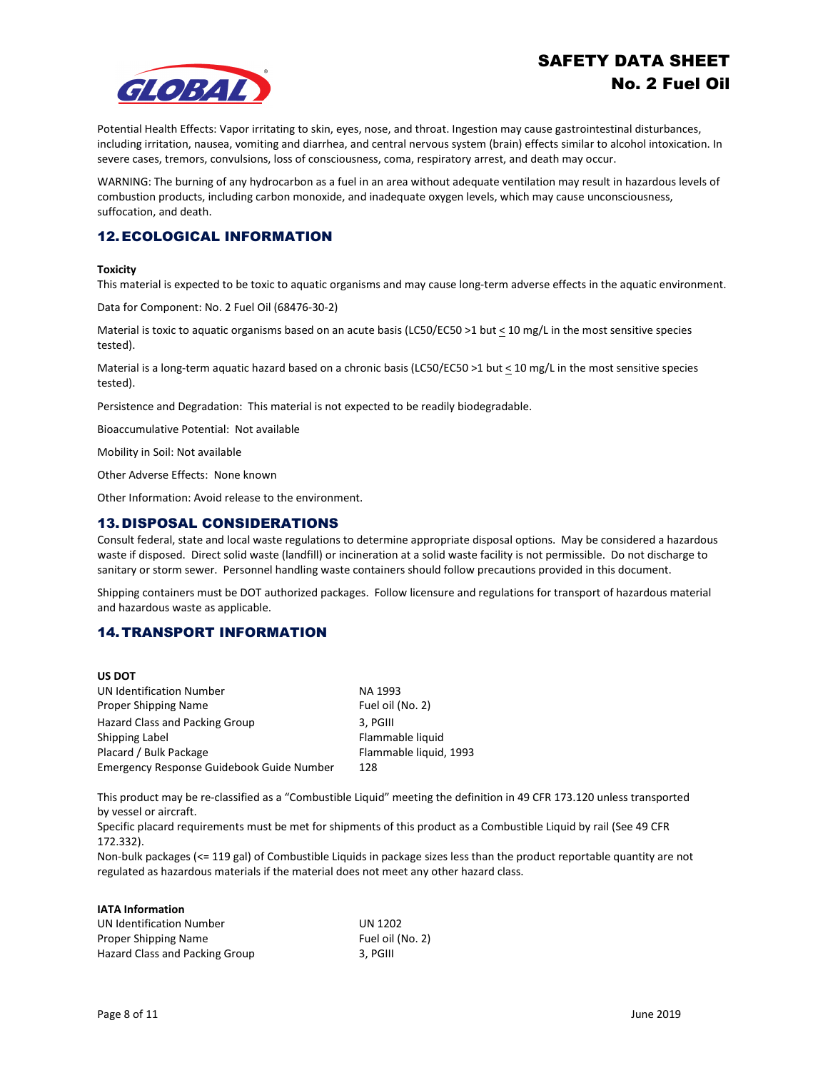Potential Health Effects: Vapor irritating to skin, eyes, nose, and throat. Ingestion may cause gastrointestinal disturbances, including irritation, nausea, vomiting and diarrhea, and central nervous system (brain) effects similar to alcohol intoxication. In severe cases, tremors, convulsions, loss of consciousness, coma, respiratory arrest, and death may occur.

WARNING: The burning of any hydrocarbon as a fuel in an area without adequate ventilation may result in hazardous levels of combustion products, including carbon monoxide, and inadequate oxygen levels, which may cause unconsciousness, suffocation, and death.

## 12. ECOLOGICAL INFORMATION

**Toxicity**

This material is expected to be toxic to aquatic organisms and may cause long-term adverse effects in the aquatic environment.

Data for Component: No. 2 Fuel Oil (68476-30-2)

Material is toxic to aquatic organisms based on an acute basis (LC50/EC50 >1 but ≤ 10 mg/L in the most sensitive species tested).

Material is a long-term aquatic hazard based on a chronic basis (LC50/EC50 >1 but ≤ 10 mg/L in the most sensitive species tested).

Persistence and Degradation: This material is not expected to be readily biodegradable.

Bioaccumulative Potential: Not available

Mobility in Soil: Not available

Other Adverse Effects: None known

Other Information: Avoid release to the environment.

## 13. DISPOSAL CONSIDERATIONS

Consult federal, state and local waste regulations to determine appropriate disposal options. May be considered a hazardous waste if disposed. Direct solid waste (landfill) or incineration at a solid waste facility is not permissible. Do not discharge to sanitary or storm sewer. Personnel handling waste containers should follow precautions provided in this document.

Shipping containers must be DOT authorized packages. Follow licensure and regulations for transport of hazardous material and hazardous waste as applicable.

## 14. TRANSPORT INFORMATION

**US DOT**

| | |
|---|---|
| UN Identification Number | NA 1993 |
| Proper Shipping Name | Fuel oil (No. 2) |
| Hazard Class and Packing Group | 3, PGIII |
| Shipping Label | Flammable liquid |
| Placard / Bulk Package | Flammable liquid, 1993 |
| Emergency Response Guidebook Guide Number | 128 |

This product may be re-classified as a "Combustible Liquid" meeting the definition in 49 CFR 173.120 unless transported by vessel or aircraft.
Specific placard requirements must be met for shipments of this product as a Combustible Liquid by rail (See 49 CFR 172.332).
Non-bulk packages (<= 119 gal) of Combustible Liquids in package sizes less than the product reportable quantity are not regulated as hazardous materials if the material does not meet any other hazard class.

**IATA Information**

| | |
|---|---|
| UN Identification Number | UN 1202 |
| Proper Shipping Name | Fuel oil (No. 2) |
| Hazard Class and Packing Group | 3, PGIII |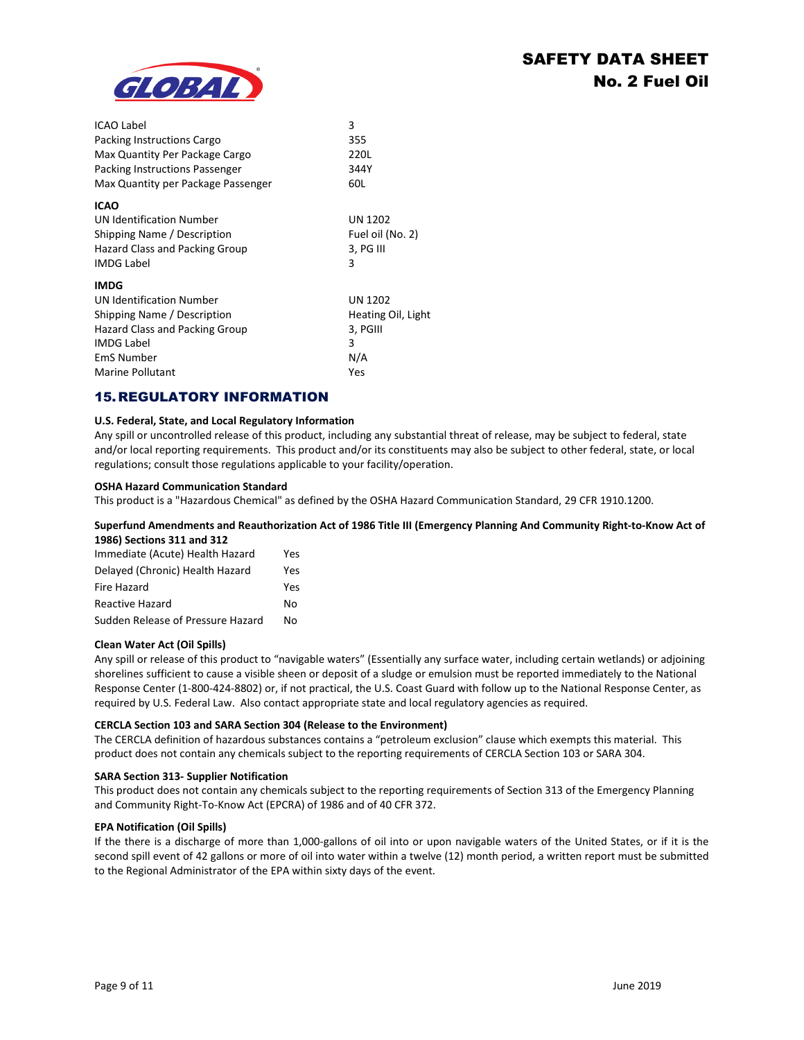| | |
|---|---|
| ICAO Label | 3 |
| Packing Instructions Cargo | 355 |
| Max Quantity Per Package Cargo | 220L |
| Packing Instructions Passenger | 344Y |
| Max Quantity per Package Passenger | 60L |

**ICAO**

| | |
|---|---|
| UN Identification Number | UN 1202 |
| Shipping Name / Description | Fuel oil (No. 2) |
| Hazard Class and Packing Group | 3, PG III |
| IMDG Label | 3 |

**IMDG**

| | |
|---|---|
| UN Identification Number | UN 1202 |
| Shipping Name / Description | Heating Oil, Light |
| Hazard Class and Packing Group | 3, PGIII |
| IMDG Label | 3 |
| EmS Number | N/A |
| Marine Pollutant | Yes |

## 15. REGULATORY INFORMATION

**U.S. Federal, State, and Local Regulatory Information**

Any spill or uncontrolled release of this product, including any substantial threat of release, may be subject to federal, state and/or local reporting requirements. This product and/or its constituents may also be subject to other federal, state, or local regulations; consult those regulations applicable to your facility/operation.

**OSHA Hazard Communication Standard**

This product is a "Hazardous Chemical" as defined by the OSHA Hazard Communication Standard, 29 CFR 1910.1200.

**Superfund Amendments and Reauthorization Act of 1986 Title III (Emergency Planning And Community Right-to-Know Act of 1986) Sections 311 and 312**

| | |
|---|---|
| Immediate (Acute) Health Hazard | Yes |
| Delayed (Chronic) Health Hazard | Yes |
| Fire Hazard | Yes |
| Reactive Hazard | No |
| Sudden Release of Pressure Hazard | No |

**Clean Water Act (Oil Spills)**

Any spill or release of this product to "navigable waters" (Essentially any surface water, including certain wetlands) or adjoining shorelines sufficient to cause a visible sheen or deposit of a sludge or emulsion must be reported immediately to the National Response Center (1-800-424-8802) or, if not practical, the U.S. Coast Guard with follow up to the National Response Center, as required by U.S. Federal Law. Also contact appropriate state and local regulatory agencies as required.

**CERCLA Section 103 and SARA Section 304 (Release to the Environment)**

The CERCLA definition of hazardous substances contains a "petroleum exclusion" clause which exempts this material. This product does not contain any chemicals subject to the reporting requirements of CERCLA Section 103 or SARA 304.

**SARA Section 313- Supplier Notification**

This product does not contain any chemicals subject to the reporting requirements of Section 313 of the Emergency Planning and Community Right-To-Know Act (EPCRA) of 1986 and of 40 CFR 372.

**EPA Notification (Oil Spills)**

If the there is a discharge of more than 1,000-gallons of oil into or upon navigable waters of the United States, or if it is the second spill event of 42 gallons or more of oil into water within a twelve (12) month period, a written report must be submitted to the Regional Administrator of the EPA within sixty days of the event.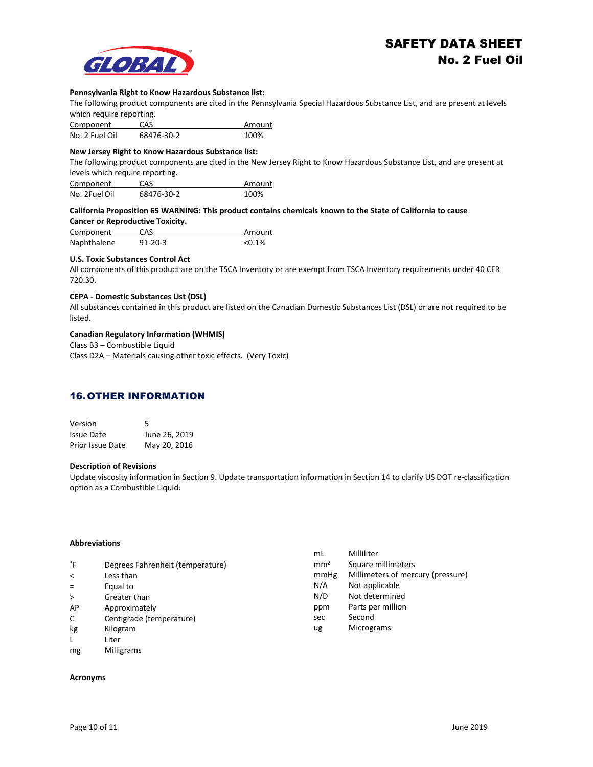**Pennsylvania Right to Know Hazardous Substance list:**

The following product components are cited in the Pennsylvania Special Hazardous Substance List, and are present at levels which require reporting.

| Component | CAS | Amount |
|---|---|---|
| No. 2 Fuel Oil | 68476-30-2 | 100% |

**New Jersey Right to Know Hazardous Substance list:**

The following product components are cited in the New Jersey Right to Know Hazardous Substance List, and are present at levels which require reporting.

| Component | CAS | Amount |
|---|---|---|
| No. 2Fuel Oil | 68476-30-2 | 100% |

**California Proposition 65 WARNING: This product contains chemicals known to the State of California to cause Cancer or Reproductive Toxicity.**

| Component | CAS | Amount |
|---|---|---|
| Naphthalene | 91-20-3 | <0.1% |

**U.S. Toxic Substances Control Act**

All components of this product are on the TSCA Inventory or are exempt from TSCA Inventory requirements under 40 CFR 720.30.

**CEPA - Domestic Substances List (DSL)**

All substances contained in this product are listed on the Canadian Domestic Substances List (DSL) or are not required to be listed.

**Canadian Regulatory Information (WHMIS)**

Class B3 – Combustible Liquid
Class D2A – Materials causing other toxic effects. (Very Toxic)

## 16. OTHER INFORMATION

| | |
|---|---|
| Version | 5 |
| Issue Date | June 26, 2019 |
| Prior Issue Date | May 20, 2016 |

**Description of Revisions**

Update viscosity information in Section 9. Update transportation information in Section 14 to clarify US DOT re-classification option as a Combustible Liquid.

**Abbreviations**

| | |
|---|---|
| ˚F | Degrees Fahrenheit (temperature) |
| < | Less than |
| = | Equal to |
| > | Greater than |
| AP | Approximately |
| C | Centigrade (temperature) |
| kg | Kilogram |
| L | Liter |
| mg | Milligrams |
| mL | Milliliter |
| $mm^2$ | Square millimeters |
| mmHg | Millimeters of mercury (pressure) |
| N/A | Not applicable |
| N/D | Not determined |
| ppm | Parts per million |
| sec | Second |
| ug | Micrograms |

**Acronyms**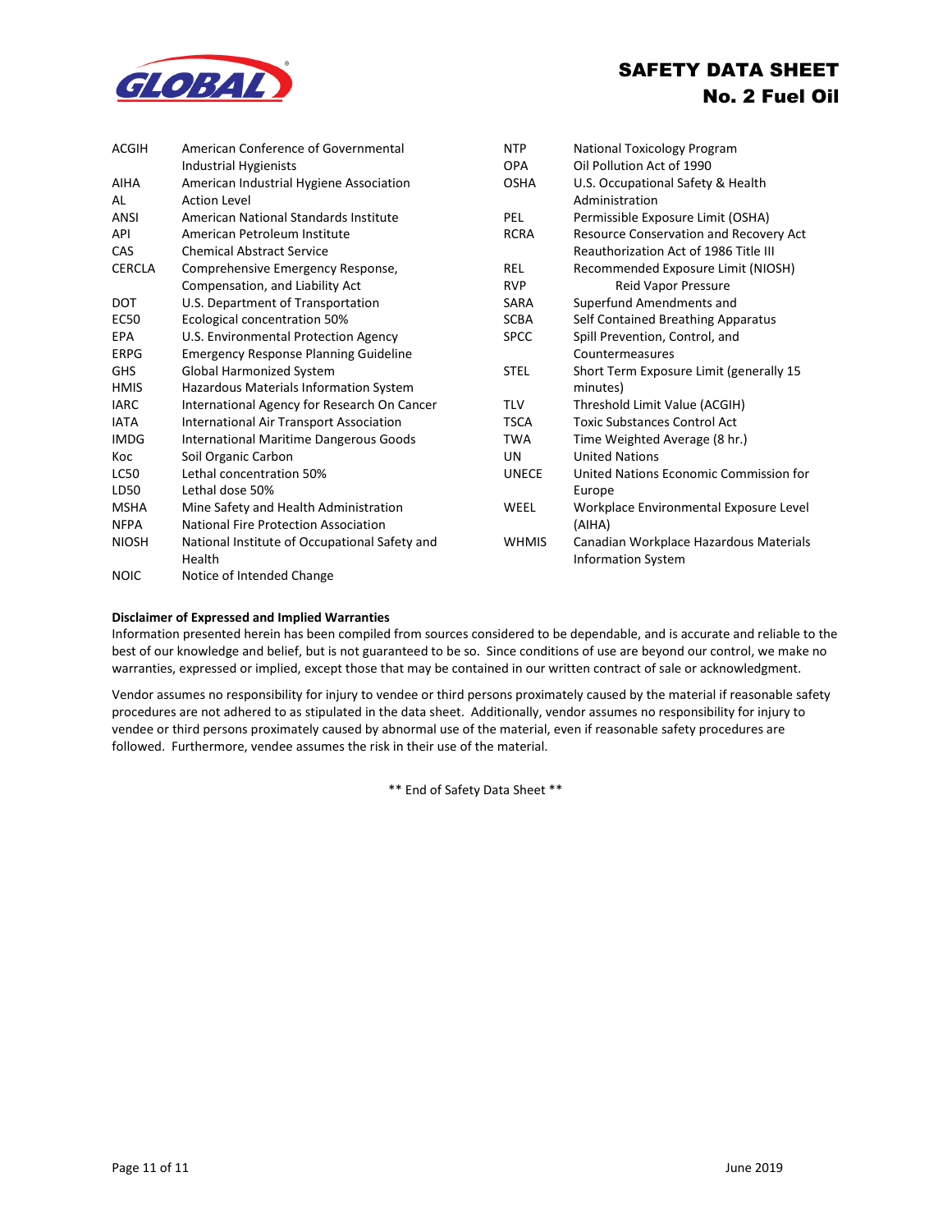| | |
|---|---|
| ACGIH | American Conference of Governmental Industrial Hygienists |
| AIHA | American Industrial Hygiene Association |
| AL | Action Level |
| ANSI | American National Standards Institute |
| API | American Petroleum Institute |
| CAS | Chemical Abstract Service |
| CERCLA | Comprehensive Emergency Response, Compensation, and Liability Act |
| DOT | U.S. Department of Transportation |
| EC50 | Ecological concentration 50% |
| EPA | U.S. Environmental Protection Agency |
| ERPG | Emergency Response Planning Guideline |
| GHS | Global Harmonized System |
| HMIS | Hazardous Materials Information System |
| IARC | International Agency for Research On Cancer |
| IATA | International Air Transport Association |
| IMDG | International Maritime Dangerous Goods |
| Koc | Soil Organic Carbon |
| LC50 | Lethal concentration 50% |
| LD50 | Lethal dose 50% |
| MSHA | Mine Safety and Health Administration |
| NFPA | National Fire Protection Association |
| NIOSH | National Institute of Occupational Safety and Health |
| NOIC | Notice of Intended Change |
| NTP | National Toxicology Program |
| OPA | Oil Pollution Act of 1990 |
| OSHA | U.S. Occupational Safety & Health Administration |
| PEL | Permissible Exposure Limit (OSHA) |
| RCRA | Resource Conservation and Recovery Act Reauthorization Act of 1986 Title III |
| REL | Recommended Exposure Limit (NIOSH) |
| RVP | Reid Vapor Pressure |
| SARA | Superfund Amendments and |
| SCBA | Self Contained Breathing Apparatus |
| SPCC | Spill Prevention, Control, and Countermeasures |
| STEL | Short Term Exposure Limit (generally 15 minutes) |
| TLV | Threshold Limit Value (ACGIH) |
| TSCA | Toxic Substances Control Act |
| TWA | Time Weighted Average (8 hr.) |
| UN | United Nations |
| UNECE | United Nations Economic Commission for Europe |
| WEEL | Workplace Environmental Exposure Level (AIHA) |
| WHMIS | Canadian Workplace Hazardous Materials Information System |

**Disclaimer of Expressed and Implied Warranties**

Information presented herein has been compiled from sources considered to be dependable, and is accurate and reliable to the best of our knowledge and belief, but is not guaranteed to be so. Since conditions of use are beyond our control, we make no warranties, expressed or implied, except those that may be contained in our written contract of sale or acknowledgment.

Vendor assumes no responsibility for injury to vendee or third persons proximately caused by the material if reasonable safety procedures are not adhered to as stipulated in the data sheet. Additionally, vendor assumes no responsibility for injury to vendee or third persons proximately caused by abnormal use of the material, even if reasonable safety procedures are followed. Furthermore, vendee assumes the risk in their use of the material.

** End of Safety Data Sheet **